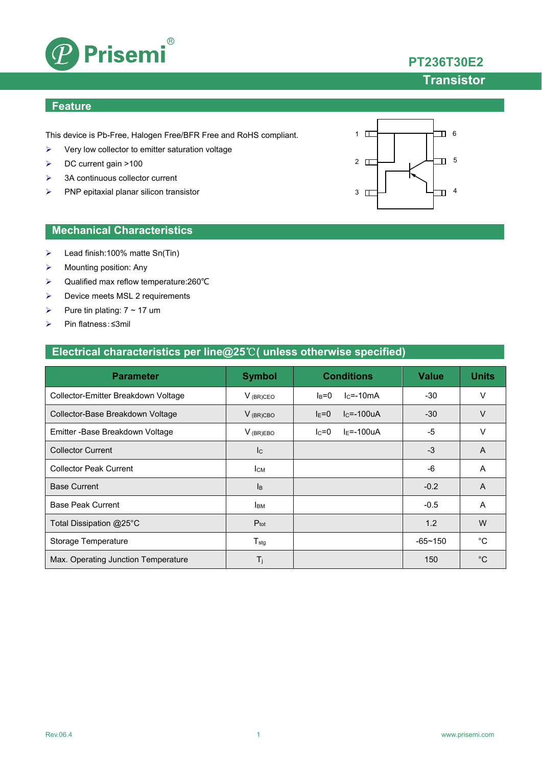# PT236T30E2

## Transistor

## Feature

This device is Pb-Free, Halogen Free/BFR Free and RoHS compliant.

- Very low collector to emitter saturation voltage
- DC current gain >100
- 3A continuous collector current
- PNP epitaxial planar silicon transistor

## Mechanical Characteristics

- Lead finish:100% matte Sn(Tin)
- Mounting position: Any
- Qualified max reflow temperature:260℃
- Device meets MSL 2 requirements
- Pure tin plating: 7 ~ 17 um
- Pin flatness:≤3mil

## Electrical characteristics per line@25℃( unless otherwise specified)

| Parameter | Symbol | Conditions | Value | Units |
|---|---|---|---|---|
| Collector-Emitter Breakdown Voltage | $V_{(BR)CEO}$ | $I_B$=0 $I_C$=-10mA | -30 | V |
| Collector-Base Breakdown Voltage | $V_{(BR)CBO}$ | $I_E$=0 $I_C$=-100uA | -30 | V |
| Emitter -Base Breakdown Voltage | $V_{(BR)EBO}$ | $I_C$=0 $I_E$=-100uA | -5 | V |
| Collector Current | $I_C$ | | -3 | A |
| Collector Peak Current | $I_{CM}$ | | -6 | A |
| Base Current | $I_B$ | | -0.2 | A |
| Base Peak Current | $I_{BM}$ | | -0.5 | A |
| Total Dissipation @25°C | $P_{tot}$ | | 1.2 | W |
| Storage Temperature | $T_{stg}$ | | -65~150 | °C |
| Max. Operating Junction Temperature | $T_j$ | | 150 | °C |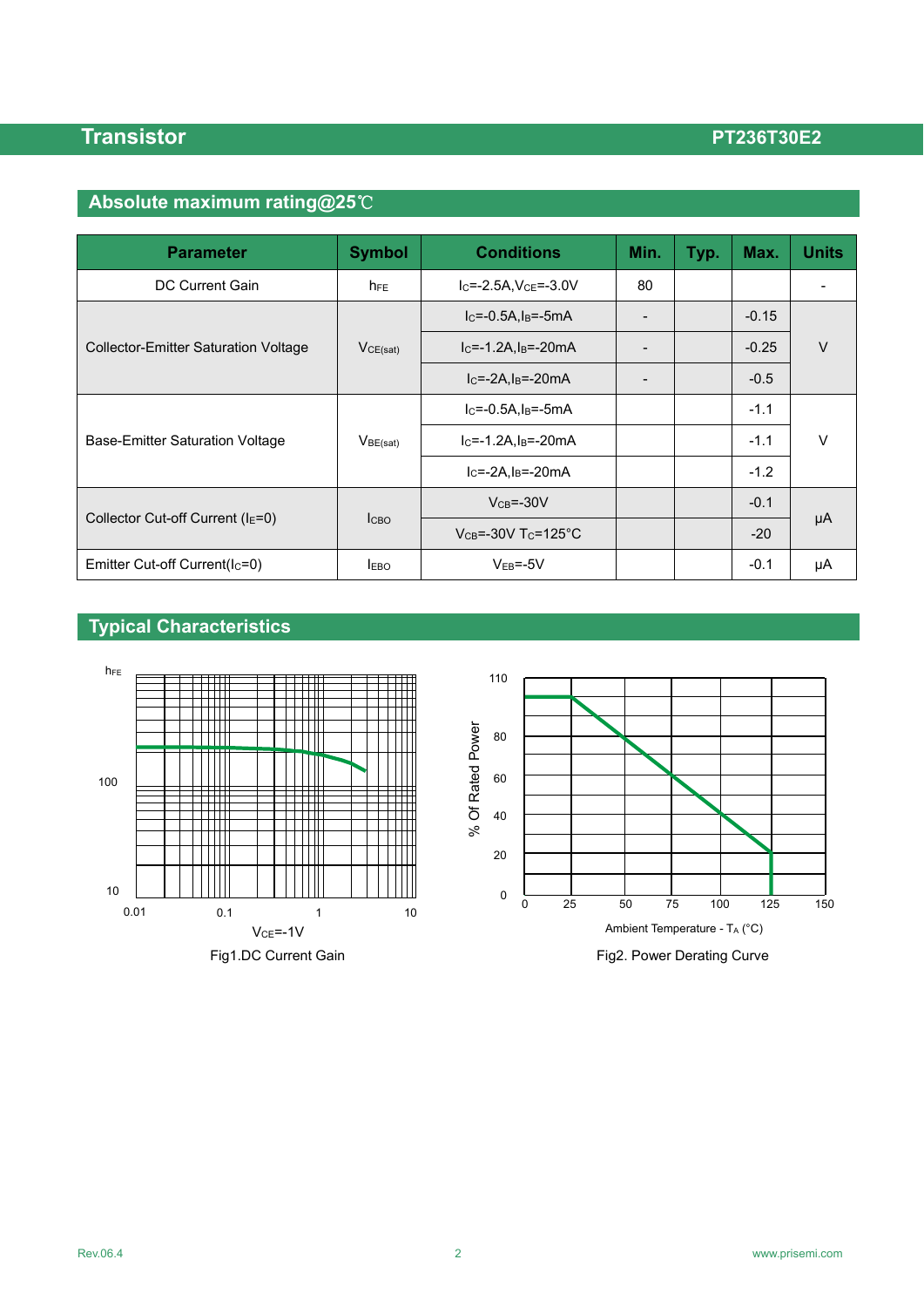## Absolute maximum rating@25℃

| Parameter | Symbol | Conditions | Min. | Typ. | Max. | Units |
|---|---|---|---|---|---|---|
| DC Current Gain | $h_{FE}$ | $I_C$=-2.5A,$V_{CE}$=-3.0V | 80 | | | - |
| Collector-Emitter Saturation Voltage | $V_{CE(sat)}$ | $I_C$=-0.5A,$I_B$=-5mA | - | | -0.15 | V |
| | | $I_C$=-1.2A,$I_B$=-20mA | - | | -0.25 | |
| | | $I_C$=-2A,$I_B$=-20mA | - | | -0.5 | |
| Base-Emitter Saturation Voltage | $V_{BE(sat)}$ | $I_C$=-0.5A,$I_B$=-5mA | | | -1.1 | V |
| | | $I_C$=-1.2A,$I_B$=-20mA | | | -1.1 | |
| | | $I_C$=-2A,$I_B$=-20mA | | | -1.2 | |
| Collector Cut-off Current ($I_E$=0) | $I_{CBO}$ | $V_{CB}$=-30V | | | -0.1 | μA |
| | | $V_{CB}$=-30V $T_C$=125°C | | | -20 | |
| Emitter Cut-off Current($I_C$=0) | $I_{EBO}$ | $V_{EB}$=-5V | | | -0.1 | μA |

## Typical Characteristics

$h_{FE}$

100

10

0.01 0.1 1 10

$V_{CE}$=-1V

Fig1.DC Current Gain

% Of Rated Power

110 80 60 40 20 0

0 25 50 75 100 125 150

Ambient Temperature - $T_A$ (°C)

Fig2. Power Derating Curve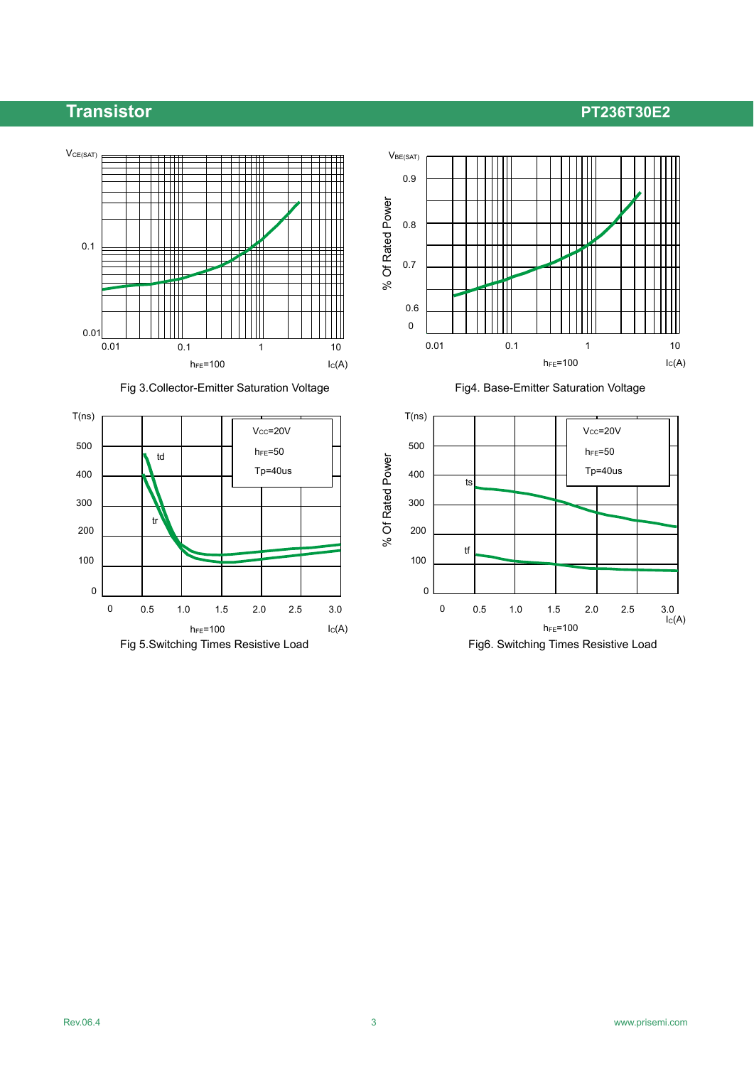Fig 3.Collector-Emitter Saturation Voltage

Fig4. Base-Emitter Saturation Voltage

Fig 5.Switching Times Resistive Load

Fig6. Switching Times Resistive Load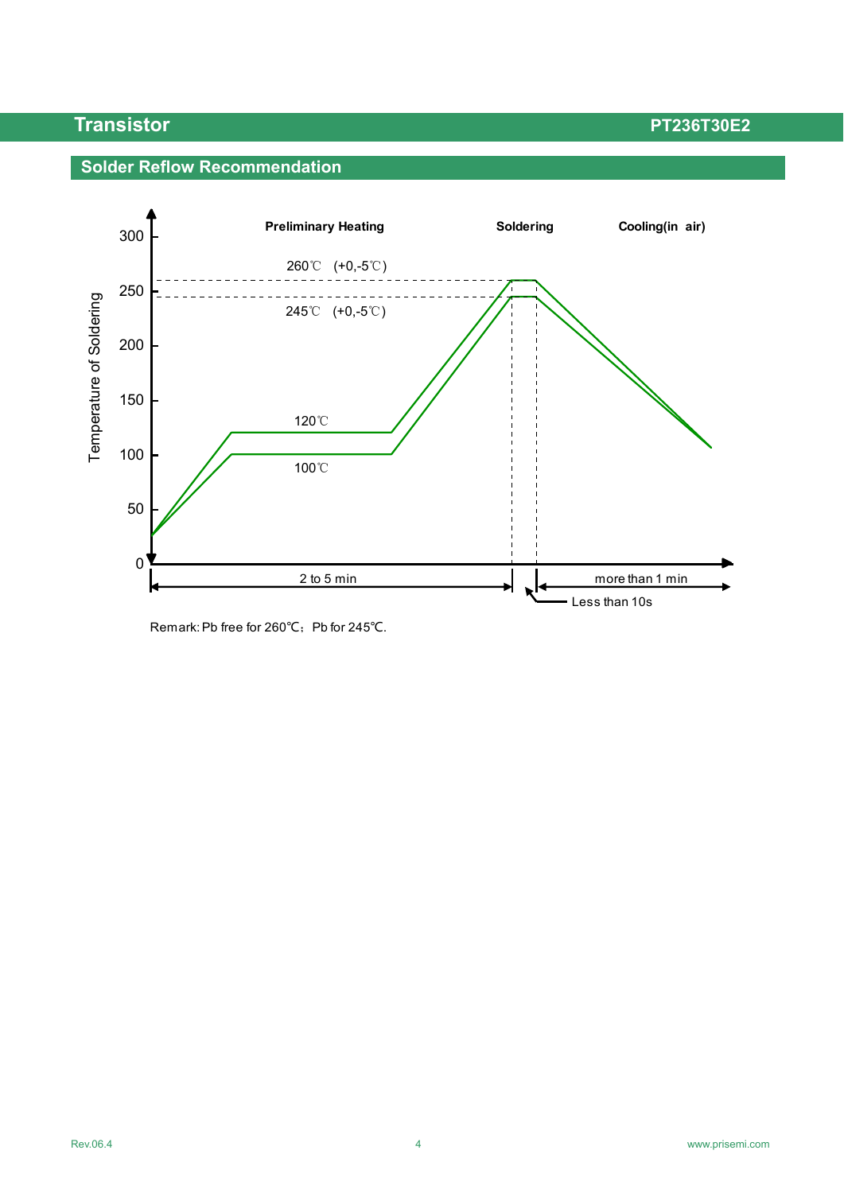## Solder Reflow Recommendation

Preliminary Heating | Soldering | Cooling(in air)

Temperature of Soldering

300, 250, 200, 150, 100, 50, 0

260℃ (+0,-5℃)

245℃ (+0,-5℃)

120℃

100℃

2 to 5 min

more than 1 min

Less than 10s

Remark: Pb free for 260℃；Pb for 245℃.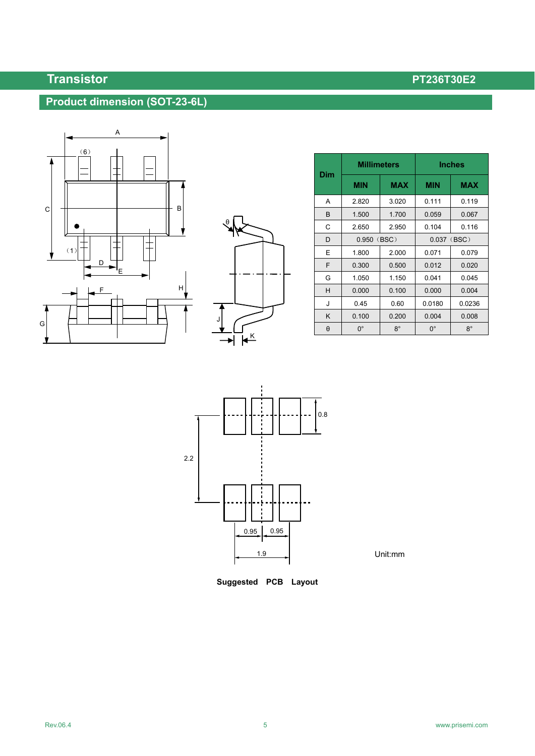## Product dimension (SOT-23-6L)

| Dim | Millimeters | | Inches | |
|---|---|---|---|---|
| | MIN | MAX | MIN | MAX |
| A | 2.820 | 3.020 | 0.111 | 0.119 |
| B | 1.500 | 1.700 | 0.059 | 0.067 |
| C | 2.650 | 2.950 | 0.104 | 0.116 |
| D | 0.950（BSC） | | 0.037（BSC） | |
| E | 1.800 | 2.000 | 0.071 | 0.079 |
| F | 0.300 | 0.500 | 0.012 | 0.020 |
| G | 1.050 | 1.150 | 0.041 | 0.045 |
| H | 0.000 | 0.100 | 0.000 | 0.004 |
| J | 0.45 | 0.60 | 0.0180 | 0.0236 |
| K | 0.100 | 0.200 | 0.004 | 0.008 |
| θ | 0° | 8° | 0° | 8° |

Unit:mm

**Suggested PCB Layout**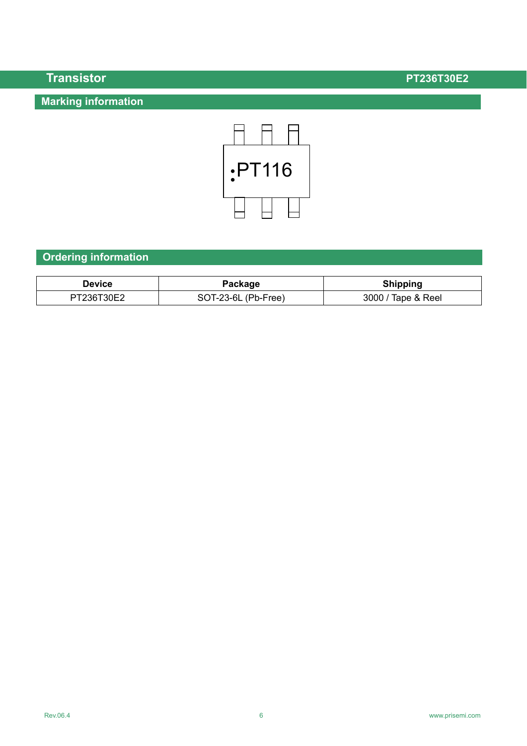## Marking information

PT116

## Ordering information

| Device | Package | Shipping |
|---|---|---|
| PT236T30E2 | SOT-23-6L (Pb-Free) | 3000 / Tape & Reel |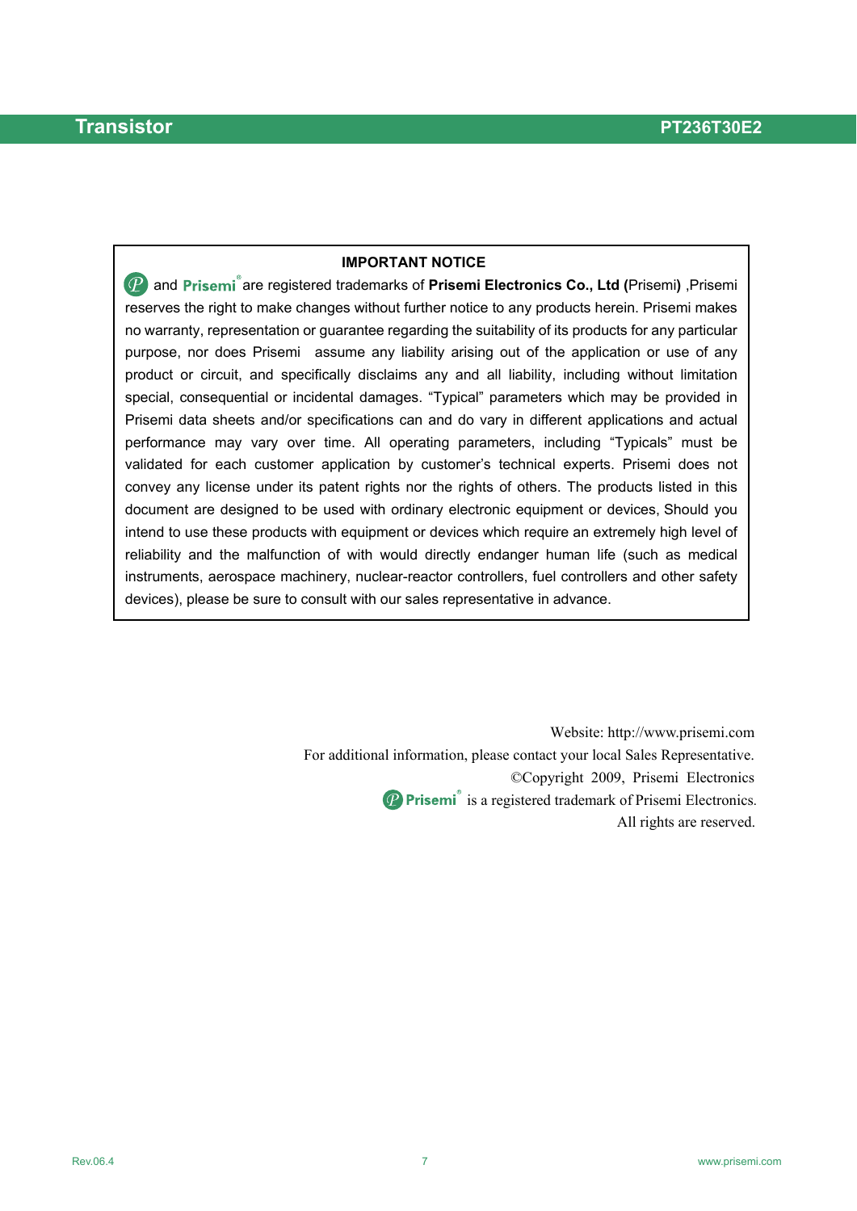## IMPORTANT NOTICE

and **Prisemi**® are registered trademarks of **Prisemi Electronics Co., Ltd (**Prisemi**)** ,Prisemi reserves the right to make changes without further notice to any products herein. Prisemi makes no warranty, representation or guarantee regarding the suitability of its products for any particular purpose, nor does Prisemi assume any liability arising out of the application or use of any product or circuit, and specifically disclaims any and all liability, including without limitation special, consequential or incidental damages. "Typical" parameters which may be provided in Prisemi data sheets and/or specifications can and do vary in different applications and actual performance may vary over time. All operating parameters, including "Typicals" must be validated for each customer application by customer's technical experts. Prisemi does not convey any license under its patent rights nor the rights of others. The products listed in this document are designed to be used with ordinary electronic equipment or devices, Should you intend to use these products with equipment or devices which require an extremely high level of reliability and the malfunction of with would directly endanger human life (such as medical instruments, aerospace machinery, nuclear-reactor controllers, fuel controllers and other safety devices), please be sure to consult with our sales representative in advance.

Website: http://www.prisemi.com
For additional information, please contact your local Sales Representative.
©Copyright 2009, Prisemi Electronics
Prisemi® is a registered trademark of Prisemi Electronics.
All rights are reserved.